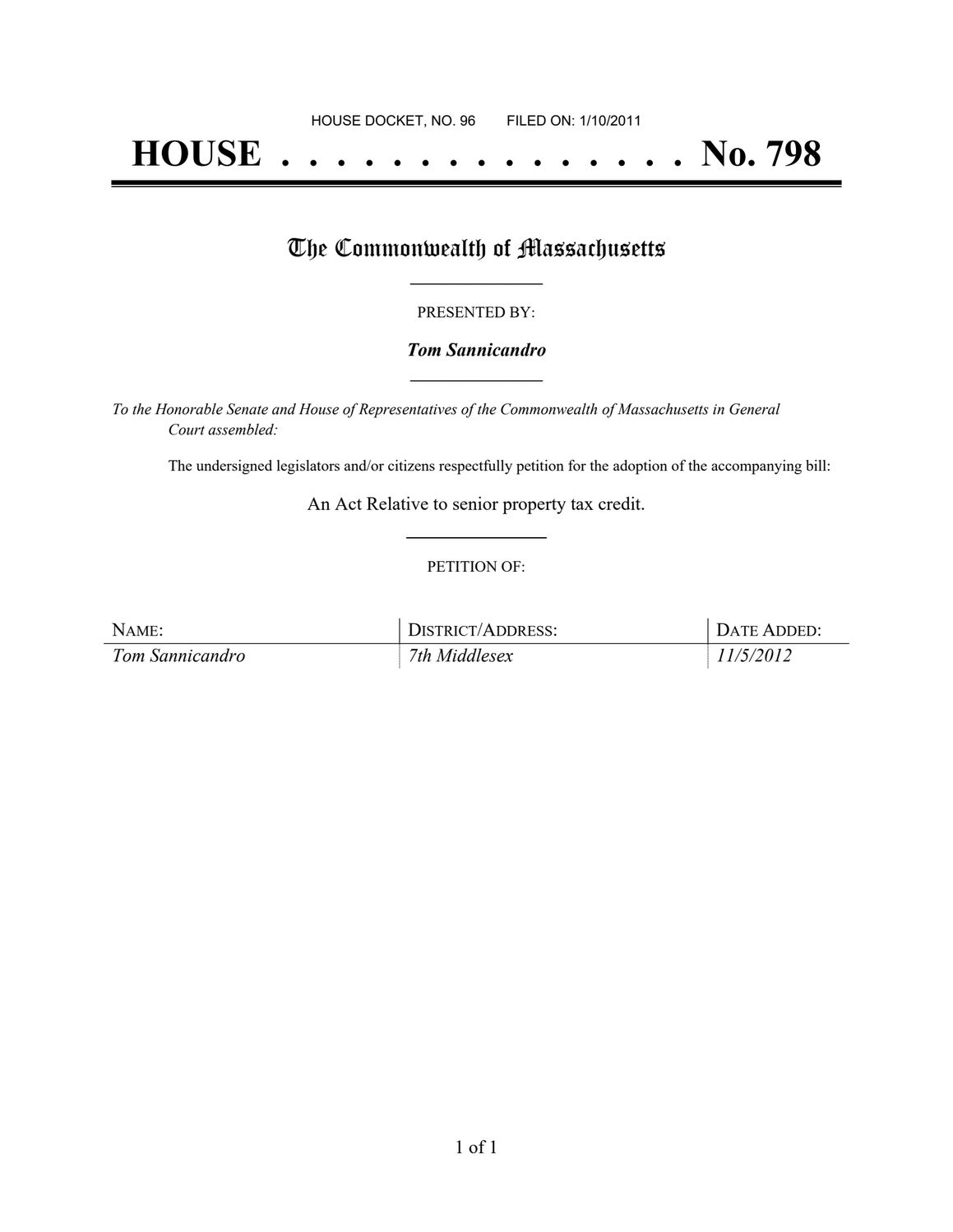HOUSE DOCKET, NO. 96        FILED ON: 1/10/2011

# HOUSE . . . . . . . . . . . . . . . No. 798

## The Commonwealth of Massachusetts

---

PRESENTED BY:

***Tom Sannicandro***

---

*To the Honorable Senate and House of Representatives of the Commonwealth of Massachusetts in General Court assembled:*

The undersigned legislators and/or citizens respectfully petition for the adoption of the accompanying bill:

An Act Relative to senior property tax credit.

---

PETITION OF:

| NAME: | DISTRICT/ADDRESS: | DATE ADDED: |
| --- | --- | --- |
| *Tom Sannicandro* | *7th Middlesex* | *11/5/2012* |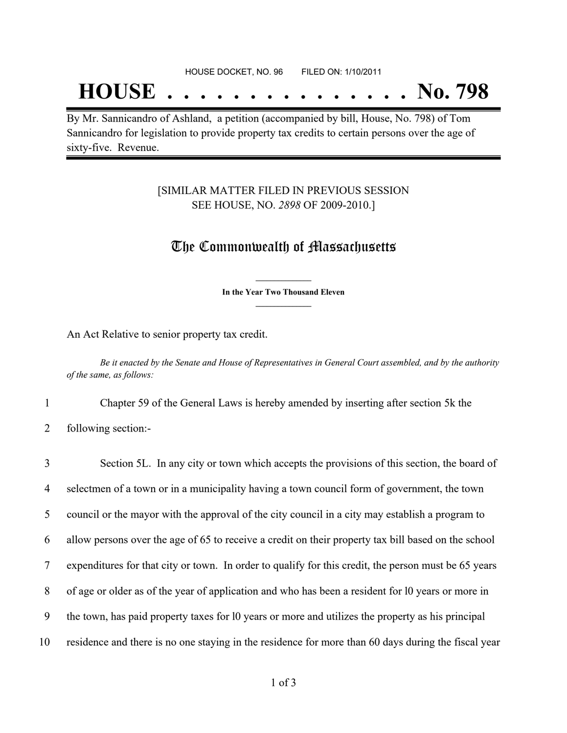HOUSE DOCKET, NO. 96 FILED ON: 1/10/2011

# HOUSE . . . . . . . . . . . . . . . No. 798

By Mr. Sannicandro of Ashland, a petition (accompanied by bill, House, No. 798) of Tom Sannicandro for legislation to provide property tax credits to certain persons over the age of sixty-five. Revenue.

[SIMILAR MATTER FILED IN PREVIOUS SESSION SEE HOUSE, NO. *2898* OF 2009-2010.]

## The Commonwealth of Massachusetts

**In the Year Two Thousand Eleven**

An Act Relative to senior property tax credit.

*Be it enacted by the Senate and House of Representatives in General Court assembled, and by the authority of the same, as follows:*

1 Chapter 59 of the General Laws is hereby amended by inserting after section 5k the
2 following section:-

3 Section 5L. In any city or town which accepts the provisions of this section, the board of
4 selectmen of a town or in a municipality having a town council form of government, the town
5 council or the mayor with the approval of the city council in a city may establish a program to
6 allow persons over the age of 65 to receive a credit on their property tax bill based on the school
7 expenditures for that city or town. In order to qualify for this credit, the person must be 65 years
8 of age or older as of the year of application and who has been a resident for l0 years or more in
9 the town, has paid property taxes for l0 years or more and utilizes the property as his principal
10 residence and there is no one staying in the residence for more than 60 days during the fiscal year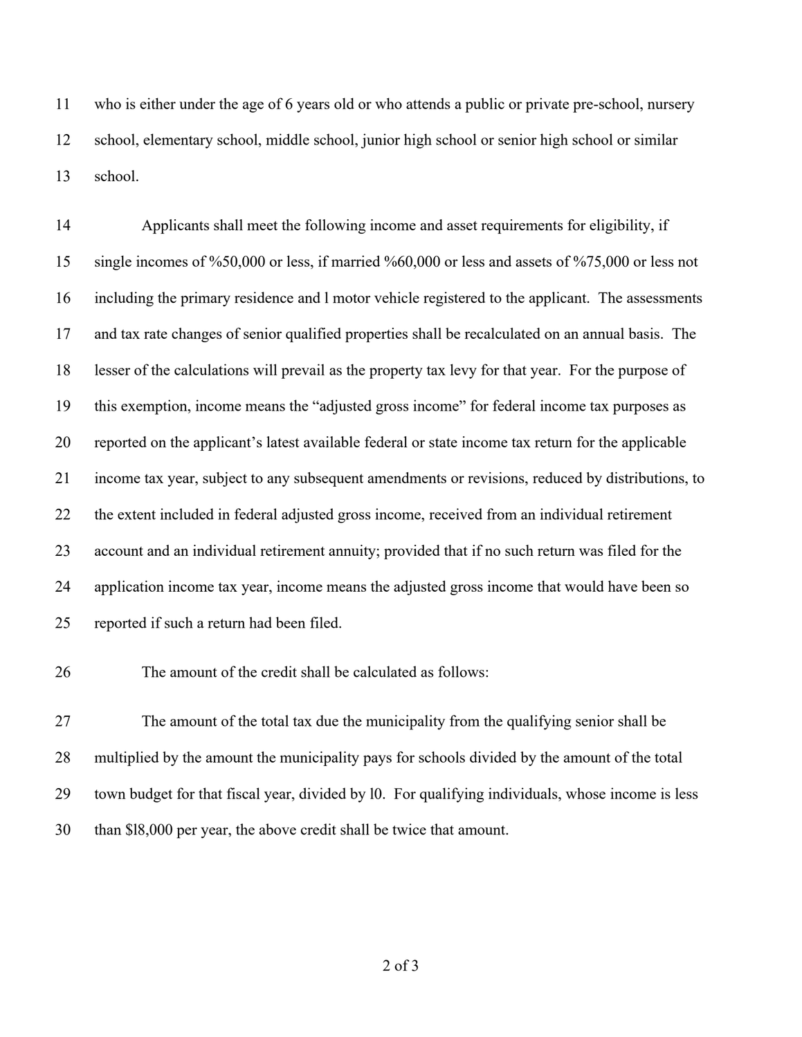who is either under the age of 6 years old or who attends a public or private pre-school, nursery school, elementary school, middle school, junior high school or senior high school or similar school.

Applicants shall meet the following income and asset requirements for eligibility, if single incomes of %50,000 or less, if married %60,000 or less and assets of %75,000 or less not including the primary residence and l motor vehicle registered to the applicant. The assessments and tax rate changes of senior qualified properties shall be recalculated on an annual basis. The lesser of the calculations will prevail as the property tax levy for that year. For the purpose of this exemption, income means the "adjusted gross income" for federal income tax purposes as reported on the applicant's latest available federal or state income tax return for the applicable income tax year, subject to any subsequent amendments or revisions, reduced by distributions, to the extent included in federal adjusted gross income, received from an individual retirement account and an individual retirement annuity; provided that if no such return was filed for the application income tax year, income means the adjusted gross income that would have been so reported if such a return had been filed.

The amount of the credit shall be calculated as follows:

The amount of the total tax due the municipality from the qualifying senior shall be multiplied by the amount the municipality pays for schools divided by the amount of the total town budget for that fiscal year, divided by l0. For qualifying individuals, whose income is less than $l8,000 per year, the above credit shall be twice that amount.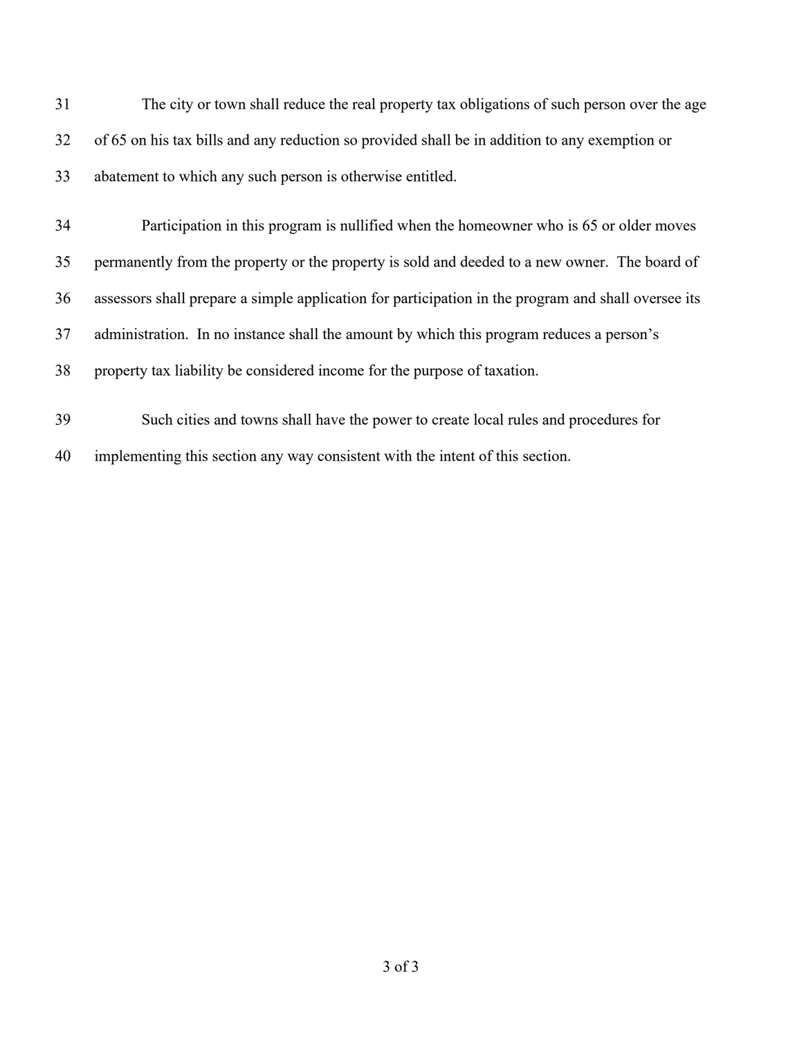The city or town shall reduce the real property tax obligations of such person over the age of 65 on his tax bills and any reduction so provided shall be in addition to any exemption or abatement to which any such person is otherwise entitled.

Participation in this program is nullified when the homeowner who is 65 or older moves permanently from the property or the property is sold and deeded to a new owner. The board of assessors shall prepare a simple application for participation in the program and shall oversee its administration. In no instance shall the amount by which this program reduces a person's property tax liability be considered income for the purpose of taxation.

Such cities and towns shall have the power to create local rules and procedures for implementing this section any way consistent with the intent of this section.